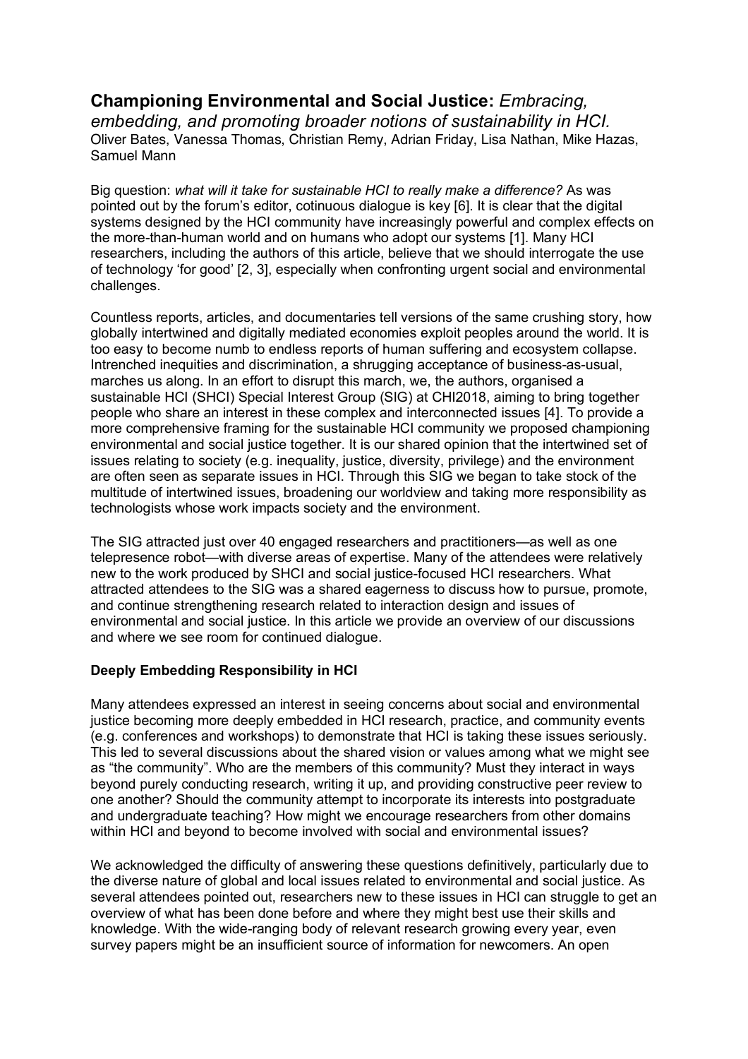# **Championing Environmental and Social Justice:** *Embracing, embedding, and promoting broader notions of sustainability in HCI.*

Oliver Bates, Vanessa Thomas, Christian Remy, Adrian Friday, Lisa Nathan, Mike Hazas, Samuel Mann

Big question: *what will it take for sustainable HCI to really make a difference?* As was pointed out by the forum's editor, cotinuous dialogue is key [6]. It is clear that the digital systems designed by the HCI community have increasingly powerful and complex effects on the more-than-human world and on humans who adopt our systems [1]. Many HCI researchers, including the authors of this article, believe that we should interrogate the use of technology 'for good' [2, 3], especially when confronting urgent social and environmental challenges.

Countless reports, articles, and documentaries tell versions of the same crushing story, how globally intertwined and digitally mediated economies exploit peoples around the world. It is too easy to become numb to endless reports of human suffering and ecosystem collapse. Intrenched inequities and discrimination, a shrugging acceptance of business-as-usual, marches us along. In an effort to disrupt this march, we, the authors, organised a sustainable HCI (SHCI) Special Interest Group (SIG) at CHI2018, aiming to bring together people who share an interest in these complex and interconnected issues [4]. To provide a more comprehensive framing for the sustainable HCI community we proposed championing environmental and social justice together. It is our shared opinion that the intertwined set of issues relating to society (e.g. inequality, justice, diversity, privilege) and the environment are often seen as separate issues in HCI. Through this SIG we began to take stock of the multitude of intertwined issues, broadening our worldview and taking more responsibility as technologists whose work impacts society and the environment.

The SIG attracted just over 40 engaged researchers and practitioners—as well as one telepresence robot—with diverse areas of expertise. Many of the attendees were relatively new to the work produced by SHCI and social justice-focused HCI researchers. What attracted attendees to the SIG was a shared eagerness to discuss how to pursue, promote, and continue strengthening research related to interaction design and issues of environmental and social justice. In this article we provide an overview of our discussions and where we see room for continued dialogue.

## **Deeply Embedding Responsibility in HCI**

Many attendees expressed an interest in seeing concerns about social and environmental justice becoming more deeply embedded in HCI research, practice, and community events (e.g. conferences and workshops) to demonstrate that HCI is taking these issues seriously. This led to several discussions about the shared vision or values among what we might see as "the community". Who are the members of this community? Must they interact in ways beyond purely conducting research, writing it up, and providing constructive peer review to one another? Should the community attempt to incorporate its interests into postgraduate and undergraduate teaching? How might we encourage researchers from other domains within HCI and beyond to become involved with social and environmental issues?

We acknowledged the difficulty of answering these questions definitively, particularly due to the diverse nature of global and local issues related to environmental and social justice. As several attendees pointed out, researchers new to these issues in HCI can struggle to get an overview of what has been done before and where they might best use their skills and knowledge. With the wide-ranging body of relevant research growing every year, even survey papers might be an insufficient source of information for newcomers. An open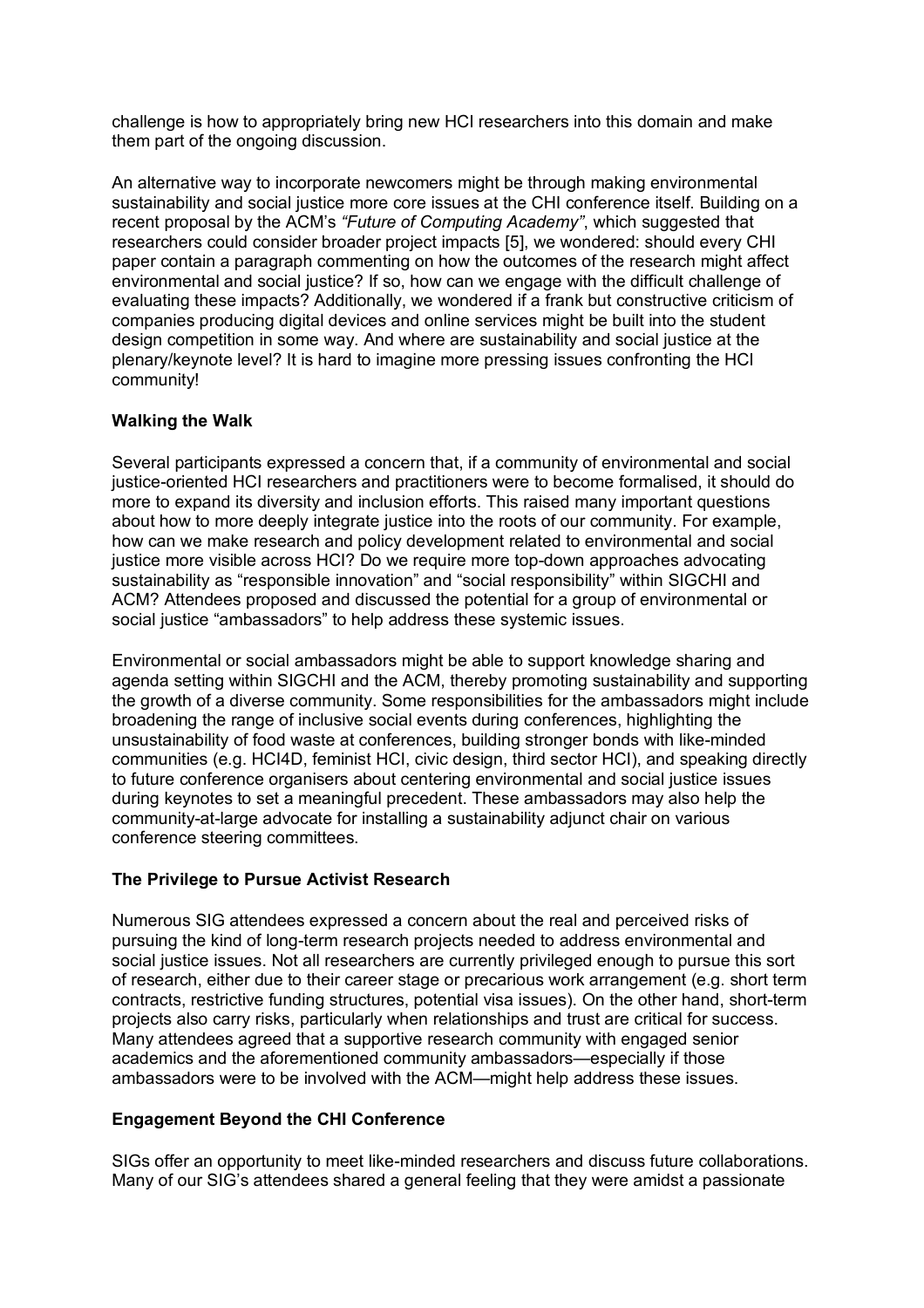challenge is how to appropriately bring new HCI researchers into this domain and make them part of the ongoing discussion.

An alternative way to incorporate newcomers might be through making environmental sustainability and social justice more core issues at the CHI conference itself. Building on a recent proposal by the ACM's *"Future of Computing Academy"*, which suggested that researchers could consider broader project impacts [5], we wondered: should every CHI paper contain a paragraph commenting on how the outcomes of the research might affect environmental and social justice? If so, how can we engage with the difficult challenge of evaluating these impacts? Additionally, we wondered if a frank but constructive criticism of companies producing digital devices and online services might be built into the student design competition in some way. And where are sustainability and social justice at the plenary/keynote level? It is hard to imagine more pressing issues confronting the HCI community!

**Walking the Walk**

Several participants expressed a concern that, if a community of environmental and social justice-oriented HCI researchers and practitioners were to become formalised, it should do more to expand its diversity and inclusion efforts. This raised many important questions about how to more deeply integrate justice into the roots of our community. For example, how can we make research and policy development related to environmental and social justice more visible across HCI? Do we require more top-down approaches advocating sustainability as "responsible innovation" and "social responsibility" within SIGCHI and ACM? Attendees proposed and discussed the potential for a group of environmental or social justice "ambassadors" to help address these systemic issues.

Environmental or social ambassadors might be able to support knowledge sharing and agenda setting within SIGCHI and the ACM, thereby promoting sustainability and supporting the growth of a diverse community. Some responsibilities for the ambassadors might include broadening the range of inclusive social events during conferences, highlighting the unsustainability of food waste at conferences, building stronger bonds with like-minded communities (e.g. HCI4D, feminist HCI, civic design, third sector HCI), and speaking directly to future conference organisers about centering environmental and social justice issues during keynotes to set a meaningful precedent. These ambassadors may also help the community-at-large advocate for installing a sustainability adjunct chair on various conference steering committees.

**The Privilege to Pursue Activist Research**

Numerous SIG attendees expressed a concern about the real and perceived risks of pursuing the kind of long-term research projects needed to address environmental and social justice issues. Not all researchers are currently privileged enough to pursue this sort of research, either due to their career stage or precarious work arrangement (e.g. short term contracts, restrictive funding structures, potential visa issues). On the other hand, short-term projects also carry risks, particularly when relationships and trust are critical for success. Many attendees agreed that a supportive research community with engaged senior academics and the aforementioned community ambassadors—especially if those ambassadors were to be involved with the ACM—might help address these issues.

**Engagement Beyond the CHI Conference**

SIGs offer an opportunity to meet like-minded researchers and discuss future collaborations. Many of our SIG's attendees shared a general feeling that they were amidst a passionate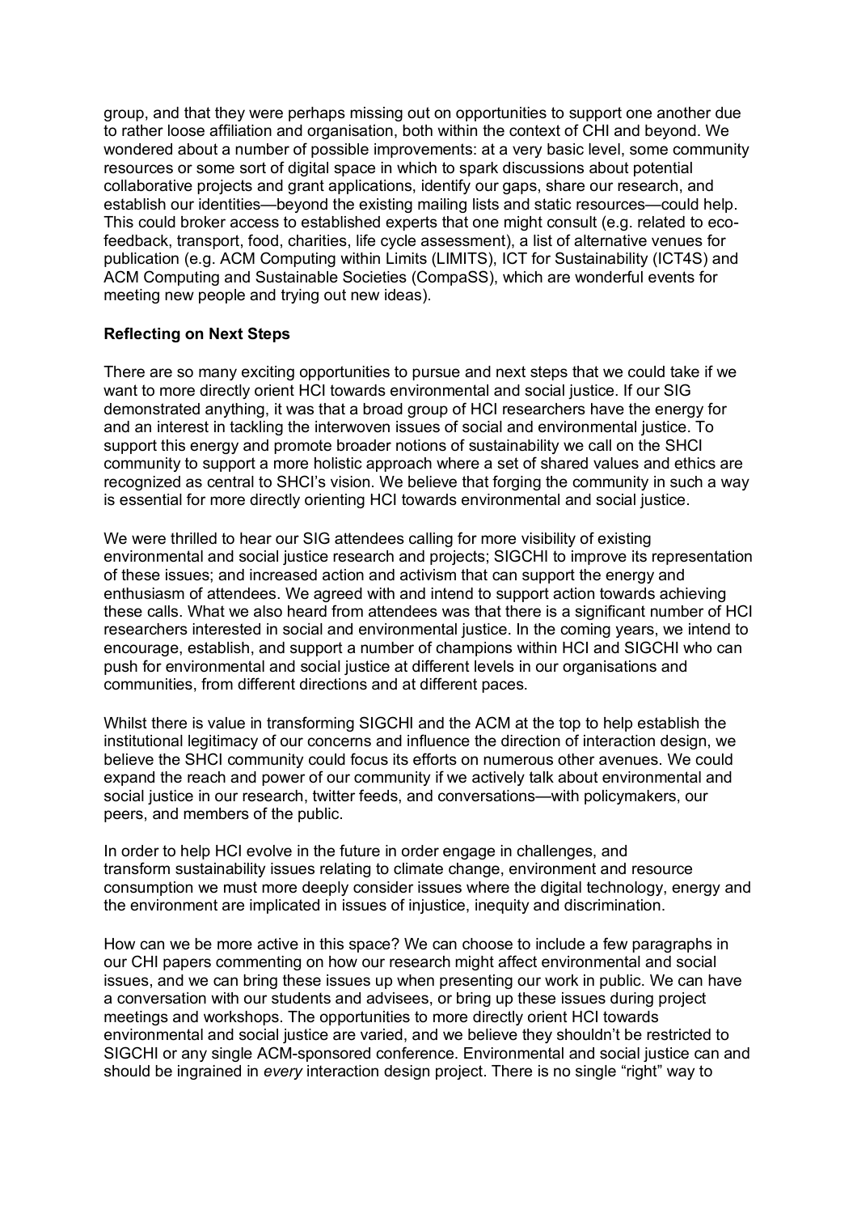group, and that they were perhaps missing out on opportunities to support one another due to rather loose affiliation and organisation, both within the context of CHI and beyond. We wondered about a number of possible improvements: at a very basic level, some community resources or some sort of digital space in which to spark discussions about potential collaborative projects and grant applications, identify our gaps, share our research, and establish our identities—beyond the existing mailing lists and static resources—could help. This could broker access to established experts that one might consult (e.g. related to eco-feedback, transport, food, charities, life cycle assessment), a list of alternative venues for publication (e.g. ACM Computing within Limits (LIMITS), ICT for Sustainability (ICT4S) and ACM Computing and Sustainable Societies (CompaSS), which are wonderful events for meeting new people and trying out new ideas).

**Reflecting on Next Steps**

There are so many exciting opportunities to pursue and next steps that we could take if we want to more directly orient HCI towards environmental and social justice. If our SIG demonstrated anything, it was that a broad group of HCI researchers have the energy for and an interest in tackling the interwoven issues of social and environmental justice. To support this energy and promote broader notions of sustainability we call on the SHCI community to support a more holistic approach where a set of shared values and ethics are recognized as central to SHCI's vision. We believe that forging the community in such a way is essential for more directly orienting HCI towards environmental and social justice.

We were thrilled to hear our SIG attendees calling for more visibility of existing environmental and social justice research and projects; SIGCHI to improve its representation of these issues; and increased action and activism that can support the energy and enthusiasm of attendees. We agreed with and intend to support action towards achieving these calls. What we also heard from attendees was that there is a significant number of HCI researchers interested in social and environmental justice. In the coming years, we intend to encourage, establish, and support a number of champions within HCI and SIGCHI who can push for environmental and social justice at different levels in our organisations and communities, from different directions and at different paces.

Whilst there is value in transforming SIGCHI and the ACM at the top to help establish the institutional legitimacy of our concerns and influence the direction of interaction design, we believe the SHCI community could focus its efforts on numerous other avenues. We could expand the reach and power of our community if we actively talk about environmental and social justice in our research, twitter feeds, and conversations—with policymakers, our peers, and members of the public.

In order to help HCI evolve in the future in order engage in challenges, and transform sustainability issues relating to climate change, environment and resource consumption we must more deeply consider issues where the digital technology, energy and the environment are implicated in issues of injustice, inequity and discrimination.

How can we be more active in this space? We can choose to include a few paragraphs in our CHI papers commenting on how our research might affect environmental and social issues, and we can bring these issues up when presenting our work in public. We can have a conversation with our students and advisees, or bring up these issues during project meetings and workshops. The opportunities to more directly orient HCI towards environmental and social justice are varied, and we believe they shouldn't be restricted to SIGCHI or any single ACM-sponsored conference. Environmental and social justice can and should be ingrained in *every* interaction design project. There is no single "right" way to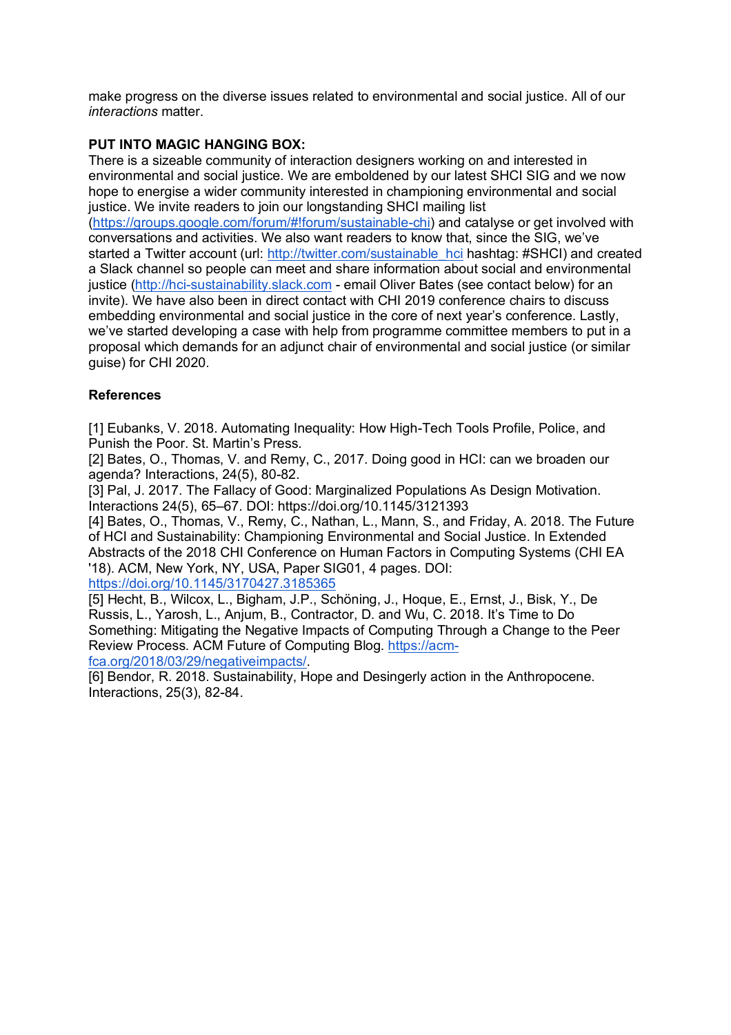make progress on the diverse issues related to environmental and social justice. All of our *interactions* matter.

**PUT INTO MAGIC HANGING BOX:**

There is a sizeable community of interaction designers working on and interested in environmental and social justice. We are emboldened by our latest SHCI SIG and we now hope to energise a wider community interested in championing environmental and social justice. We invite readers to join our longstanding SHCI mailing list (https://groups.google.com/forum/#!forum/sustainable-chi) and catalyse or get involved with conversations and activities. We also want readers to know that, since the SIG, we've started a Twitter account (url: http://twitter.com/sustainable_hci hashtag: #SHCI) and created a Slack channel so people can meet and share information about social and environmental justice (http://hci-sustainability.slack.com - email Oliver Bates (see contact below) for an invite). We have also been in direct contact with CHI 2019 conference chairs to discuss embedding environmental and social justice in the core of next year's conference. Lastly, we've started developing a case with help from programme committee members to put in a proposal which demands for an adjunct chair of environmental and social justice (or similar guise) for CHI 2020.

**References**

[1] Eubanks, V. 2018. Automating Inequality: How High-Tech Tools Profile, Police, and Punish the Poor. St. Martin's Press.

[2] Bates, O., Thomas, V. and Remy, C., 2017. Doing good in HCI: can we broaden our agenda? Interactions, 24(5), 80-82.

[3] Pal, J. 2017. The Fallacy of Good: Marginalized Populations As Design Motivation. Interactions 24(5), 65–67. DOI: https://doi.org/10.1145/3121393

[4] Bates, O., Thomas, V., Remy, C., Nathan, L., Mann, S., and Friday, A. 2018. The Future of HCI and Sustainability: Championing Environmental and Social Justice. In Extended Abstracts of the 2018 CHI Conference on Human Factors in Computing Systems (CHI EA '18). ACM, New York, NY, USA, Paper SIG01, 4 pages. DOI: https://doi.org/10.1145/3170427.3185365

[5] Hecht, B., Wilcox, L., Bigham, J.P., Schöning, J., Hoque, E., Ernst, J., Bisk, Y., De Russis, L., Yarosh, L., Anjum, B., Contractor, D. and Wu, C. 2018. It's Time to Do Something: Mitigating the Negative Impacts of Computing Through a Change to the Peer Review Process. ACM Future of Computing Blog. https://acm-fca.org/2018/03/29/negativeimpacts/.

[6] Bendor, R. 2018. Sustainability, Hope and Desingerly action in the Anthropocene. Interactions, 25(3), 82-84.